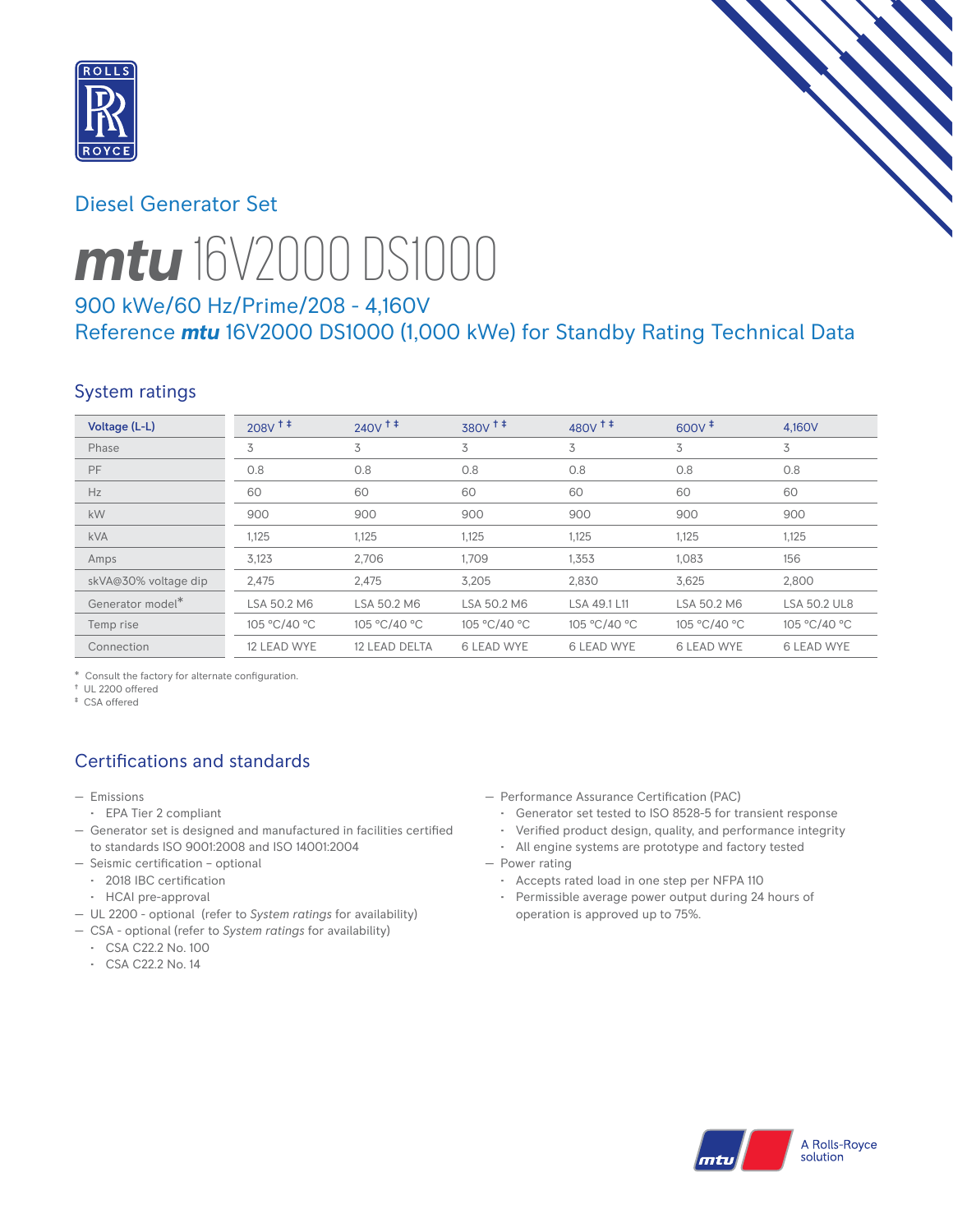## Diesel Generator Set

# mtu 16V2000 DS1000

### 900 kWe/60 Hz/Prime/208 - 4,160V
### Reference *mtu* 16V2000 DS1000 (1,000 kWe) for Standby Rating Technical Data

## System ratings

| Voltage (L-L) | 208V † ‡ | 240V † ‡ | 380V † ‡ | 480V † ‡ | 600V ‡ | 4,160V |
|---|---|---|---|---|---|---|
| Phase | 3 | 3 | 3 | 3 | 3 | 3 |
| PF | 0.8 | 0.8 | 0.8 | 0.8 | 0.8 | 0.8 |
| Hz | 60 | 60 | 60 | 60 | 60 | 60 |
| kW | 900 | 900 | 900 | 900 | 900 | 900 |
| kVA | 1,125 | 1,125 | 1,125 | 1,125 | 1,125 | 1,125 |
| Amps | 3,123 | 2,706 | 1,709 | 1,353 | 1,083 | 156 |
| skVA@30% voltage dip | 2,475 | 2,475 | 3,205 | 2,830 | 3,625 | 2,800 |
| Generator model* | LSA 50.2 M6 | LSA 50.2 M6 | LSA 50.2 M6 | LSA 49.1 L11 | LSA 50.2 M6 | LSA 50.2 UL8 |
| Temp rise | 105 °C/40 °C | 105 °C/40 °C | 105 °C/40 °C | 105 °C/40 °C | 105 °C/40 °C | 105 °C/40 °C |
| Connection | 12 LEAD WYE | 12 LEAD DELTA | 6 LEAD WYE | 6 LEAD WYE | 6 LEAD WYE | 6 LEAD WYE |

\* Consult the factory for alternate configuration.
† UL 2200 offered
‡ CSA offered

## Certifications and standards

- Emissions
  - EPA Tier 2 compliant
- Generator set is designed and manufactured in facilities certified to standards ISO 9001:2008 and ISO 14001:2004
- Seismic certification – optional
  - 2018 IBC certification
  - HCAI pre-approval
- UL 2200 - optional (refer to *System ratings* for availability)
- CSA - optional (refer to *System ratings* for availability)
  - CSA C22.2 No. 100
  - CSA C22.2 No. 14
- Performance Assurance Certification (PAC)
  - Generator set tested to ISO 8528-5 for transient response
  - Verified product design, quality, and performance integrity
  - All engine systems are prototype and factory tested
- Power rating
  - Accepts rated load in one step per NFPA 110
  - Permissible average power output during 24 hours of operation is approved up to 75%.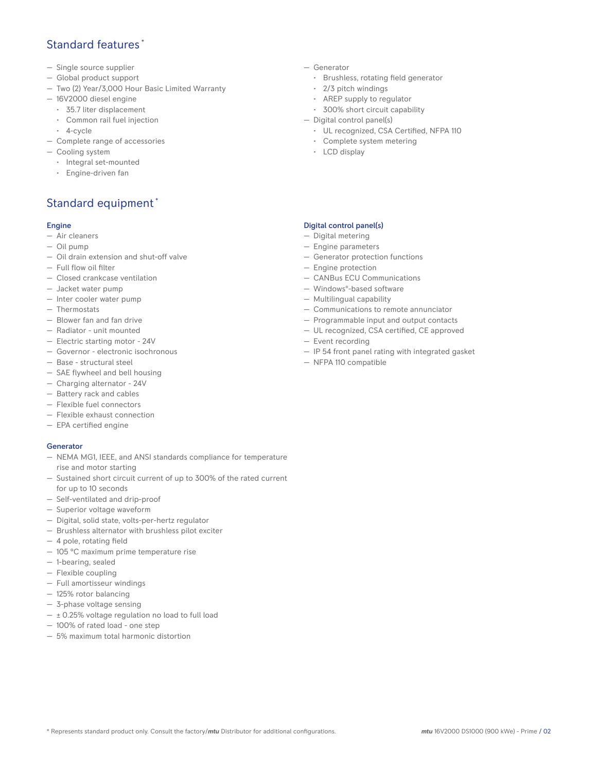## Standard features *

- Single source supplier
- Global product support
- Two (2) Year/3,000 Hour Basic Limited Warranty
- 16V2000 diesel engine
  - 35.7 liter displacement
  - Common rail fuel injection
  - 4-cycle
- Complete range of accessories
- Cooling system
  - Integral set-mounted
  - Engine-driven fan
- Generator
  - Brushless, rotating field generator
  - 2/3 pitch windings
  - AREP supply to regulator
  - 300% short circuit capability
- Digital control panel(s)
  - UL recognized, CSA Certified, NFPA 110
  - Complete system metering
  - LCD display

## Standard equipment *

### Engine

- Air cleaners
- Oil pump
- Oil drain extension and shut-off valve
- Full flow oil filter
- Closed crankcase ventilation
- Jacket water pump
- Inter cooler water pump
- Thermostats
- Blower fan and fan drive
- Radiator - unit mounted
- Electric starting motor - 24V
- Governor - electronic isochronous
- Base - structural steel
- SAE flywheel and bell housing
- Charging alternator - 24V
- Battery rack and cables
- Flexible fuel connectors
- Flexible exhaust connection
- EPA certified engine

### Generator

- NEMA MG1, IEEE, and ANSI standards compliance for temperature rise and motor starting
- Sustained short circuit current of up to 300% of the rated current for up to 10 seconds
- Self-ventilated and drip-proof
- Superior voltage waveform
- Digital, solid state, volts-per-hertz regulator
- Brushless alternator with brushless pilot exciter
- 4 pole, rotating field
- 105 °C maximum prime temperature rise
- 1-bearing, sealed
- Flexible coupling
- Full amortisseur windings
- 125% rotor balancing
- 3-phase voltage sensing
- ± 0.25% voltage regulation no load to full load
- 100% of rated load - one step
- 5% maximum total harmonic distortion

### Digital control panel(s)

- Digital metering
- Engine parameters
- Generator protection functions
- Engine protection
- CANBus ECU Communications
- Windows®-based software
- Multilingual capability
- Communications to remote annunciator
- Programmable input and output contacts
- UL recognized, CSA certified, CE approved
- Event recording
- IP 54 front panel rating with integrated gasket
- NFPA 110 compatible

* Represents standard product only. Consult the factory/*mtu* Distributor for additional configurations.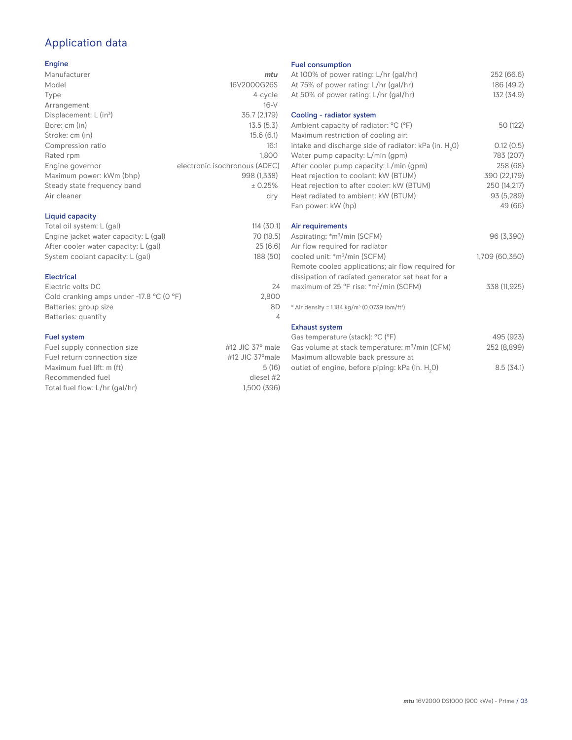# Application data

## Engine

| | |
|---|---|
| Manufacturer | *mtu* |
| Model | 16V2000G26S |
| Type | 4-cycle |
| Arrangement | 16-V |
| Displacement: L (in$^3$) | 35.7 (2,179) |
| Bore: cm (in) | 13.5 (5.3) |
| Stroke: cm (in) | 15.6 (6.1) |
| Compression ratio | 16:1 |
| Rated rpm | 1,800 |
| Engine governor | electronic isochronous (ADEC) |
| Maximum power: kWm (bhp) | 998 (1,338) |
| Steady state frequency band | ± 0.25% |
| Air cleaner | dry |

## Liquid capacity

| | |
|---|---|
| Total oil system: L (gal) | 114 (30.1) |
| Engine jacket water capacity: L (gal) | 70 (18.5) |
| After cooler water capacity: L (gal) | 25 (6.6) |
| System coolant capacity: L (gal) | 188 (50) |

## Electrical

| | |
|---|---|
| Electric volts DC | 24 |
| Cold cranking amps under -17.8 °C (0 °F) | 2,800 |
| Batteries: group size | 8D |
| Batteries: quantity | 4 |

## Fuel system

| | |
|---|---|
| Fuel supply connection size | #12 JIC 37° male |
| Fuel return connection size | #12 JIC 37°male |
| Maximum fuel lift: m (ft) | 5 (16) |
| Recommended fuel | diesel #2 |
| Total fuel flow: L/hr (gal/hr) | 1,500 (396) |

## Fuel consumption

| | |
|---|---|
| At 100% of power rating: L/hr (gal/hr) | 252 (66.6) |
| At 75% of power rating: L/hr (gal/hr) | 186 (49.2) |
| At 50% of power rating: L/hr (gal/hr) | 132 (34.9) |

## Cooling - radiator system

| | |
|---|---|
| Ambient capacity of radiator: °C (°F) | 50 (122) |
| Maximum restriction of cooling air: intake and discharge side of radiator: kPa (in. $H_2O$) | 0.12 (0.5) |
| Water pump capacity: L/min (gpm) | 783 (207) |
| After cooler pump capacity: L/min (gpm) | 258 (68) |
| Heat rejection to coolant: kW (BTUM) | 390 (22,179) |
| Heat rejection to after cooler: kW (BTUM) | 250 (14,217) |
| Heat radiated to ambient: kW (BTUM) | 93 (5,289) |
| Fan power: kW (hp) | 49 (66) |

## Air requirements

| | |
|---|---|
| Aspirating: *m$^3$/min (SCFM) | 96 (3,390) |
| Air flow required for radiator cooled unit: *m$^3$/min (SCFM) | 1,709 (60,350) |
| Remote cooled applications; air flow required for dissipation of radiated generator set heat for a maximum of 25 °F rise: *m$^3$/min (SCFM) | 338 (11,925) |

* Air density = 1.184 kg/m$^3$ (0.0739 lbm/ft$^3$)

## Exhaust system

| | |
|---|---|
| Gas temperature (stack): °C (°F) | 495 (923) |
| Gas volume at stack temperature: m$^3$/min (CFM) | 252 (8,899) |
| Maximum allowable back pressure at outlet of engine, before piping: kPa (in. $H_2O$) | 8.5 (34.1) |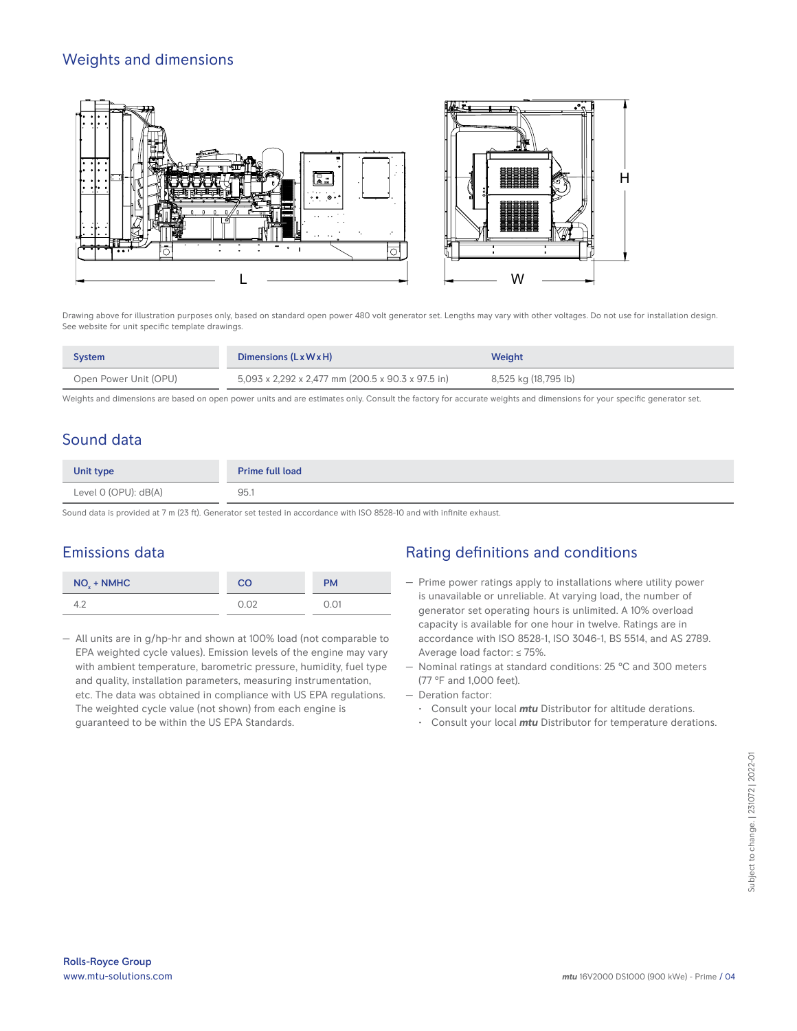## Weights and dimensions

L

W

H

Drawing above for illustration purposes only, based on standard open power 480 volt generator set. Lengths may vary with other voltages. Do not use for installation design. See website for unit specific template drawings.

| System | Dimensions (L x W x H) | Weight |
|---|---|---|
| Open Power Unit (OPU) | 5,093 x 2,292 x 2,477 mm (200.5 x 90.3 x 97.5 in) | 8,525 kg (18,795 lb) |

Weights and dimensions are based on open power units and are estimates only. Consult the factory for accurate weights and dimensions for your specific generator set.

## Sound data

| Unit type | Prime full load |
|---|---|
| Level 0 (OPU): dB(A) | 95.1 |

Sound data is provided at 7 m (23 ft). Generator set tested in accordance with ISO 8528-10 and with infinite exhaust.

## Emissions data

| $NO_x$ + NMHC | CO | PM |
|---|---|---|
| 4.2 | 0.02 | 0.01 |

— All units are in g/hp-hr and shown at 100% load (not comparable to EPA weighted cycle values). Emission levels of the engine may vary with ambient temperature, barometric pressure, humidity, fuel type and quality, installation parameters, measuring instrumentation, etc. The data was obtained in compliance with US EPA regulations. The weighted cycle value (not shown) from each engine is guaranteed to be within the US EPA Standards.

## Rating definitions and conditions

— Prime power ratings apply to installations where utility power is unavailable or unreliable. At varying load, the number of generator set operating hours is unlimited. A 10% overload capacity is available for one hour in twelve. Ratings are in accordance with ISO 8528-1, ISO 3046-1, BS 5514, and AS 2789. Average load factor: ≤ 75%.

— Nominal ratings at standard conditions: 25 °C and 300 meters (77 °F and 1,000 feet).

— Deration factor:
- Consult your local ***mtu*** Distributor for altitude derations.
- Consult your local ***mtu*** Distributor for temperature derations.

Subject to change. | 231072 | 2022-01

Rolls-Royce Group
www.mtu-solutions.com